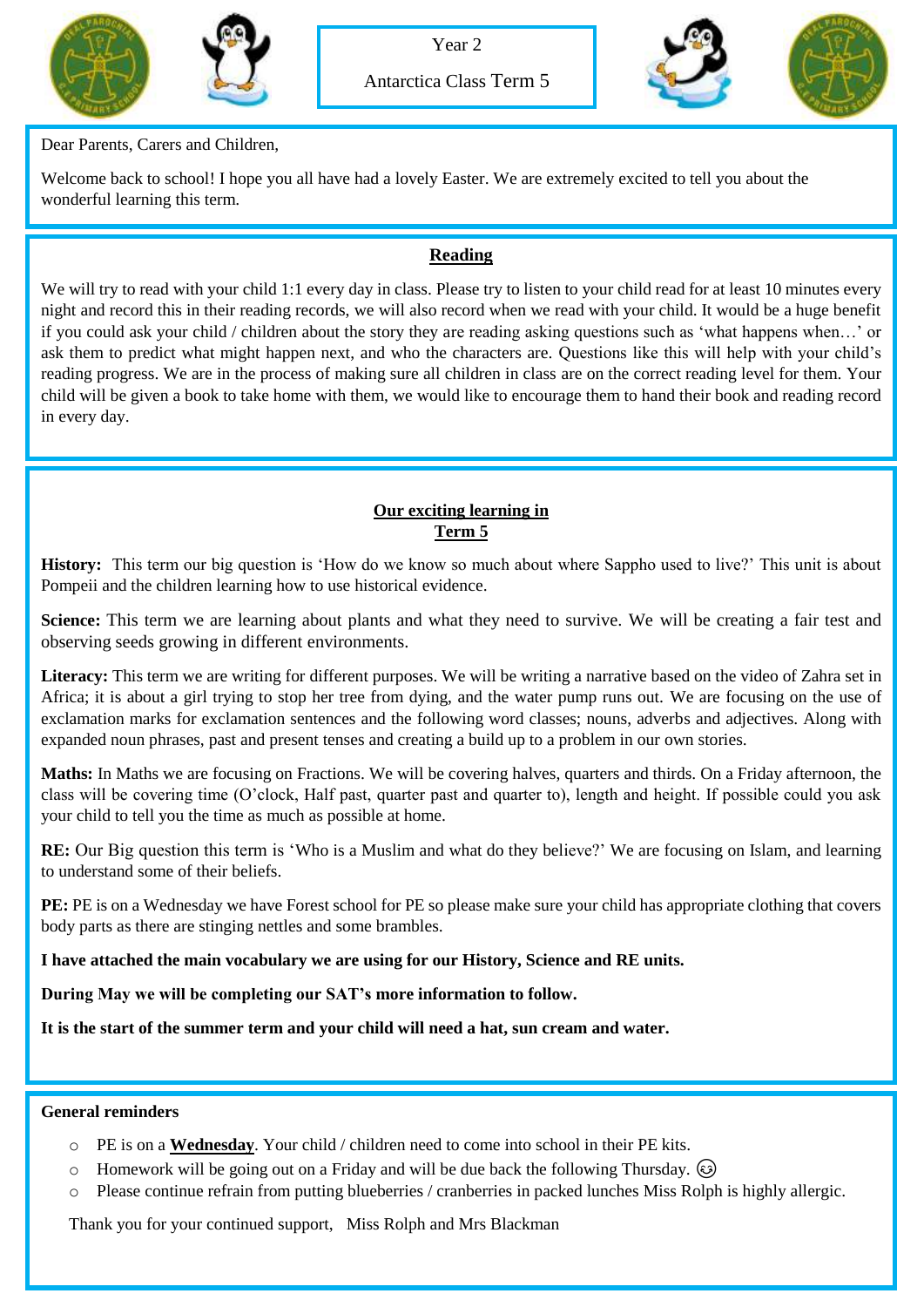Year 2

Antarctica Class Term 5

Dear Parents, Carers and Children,

Welcome back to school! I hope you all have had a lovely Easter. We are extremely excited to tell you about the wonderful learning this term.

## Reading

We will try to read with your child 1:1 every day in class. Please try to listen to your child read for at least 10 minutes every night and record this in their reading records, we will also record when we read with your child. It would be a huge benefit if you could ask your child / children about the story they are reading asking questions such as 'what happens when…' or ask them to predict what might happen next, and who the characters are. Questions like this will help with your child's reading progress. We are in the process of making sure all children in class are on the correct reading level for them. Your child will be given a book to take home with them, we would like to encourage them to hand their book and reading record in every day.

## Our exciting learning in Term 5

**History:** This term our big question is 'How do we know so much about where Sappho used to live?' This unit is about Pompeii and the children learning how to use historical evidence.

**Science:** This term we are learning about plants and what they need to survive. We will be creating a fair test and observing seeds growing in different environments.

**Literacy:** This term we are writing for different purposes. We will be writing a narrative based on the video of Zahra set in Africa; it is about a girl trying to stop her tree from dying, and the water pump runs out. We are focusing on the use of exclamation marks for exclamation sentences and the following word classes; nouns, adverbs and adjectives. Along with expanded noun phrases, past and present tenses and creating a build up to a problem in our own stories.

**Maths:** In Maths we are focusing on Fractions. We will be covering halves, quarters and thirds. On a Friday afternoon, the class will be covering time (O'clock, Half past, quarter past and quarter to), length and height. If possible could you ask your child to tell you the time as much as possible at home.

**RE:** Our Big question this term is 'Who is a Muslim and what do they believe?' We are focusing on Islam, and learning to understand some of their beliefs.

**PE:** PE is on a Wednesday we have Forest school for PE so please make sure your child has appropriate clothing that covers body parts as there are stinging nettles and some brambles.

**I have attached the main vocabulary we are using for our History, Science and RE units.**

**During May we will be completing our SAT's more information to follow.**

**It is the start of the summer term and your child will need a hat, sun cream and water.**

**General reminders**

- PE is on a **Wednesday**. Your child / children need to come into school in their PE kits.
- Homework will be going out on a Friday and will be due back the following Thursday. ☺
- Please continue refrain from putting blueberries / cranberries in packed lunches Miss Rolph is highly allergic.

Thank you for your continued support, Miss Rolph and Mrs Blackman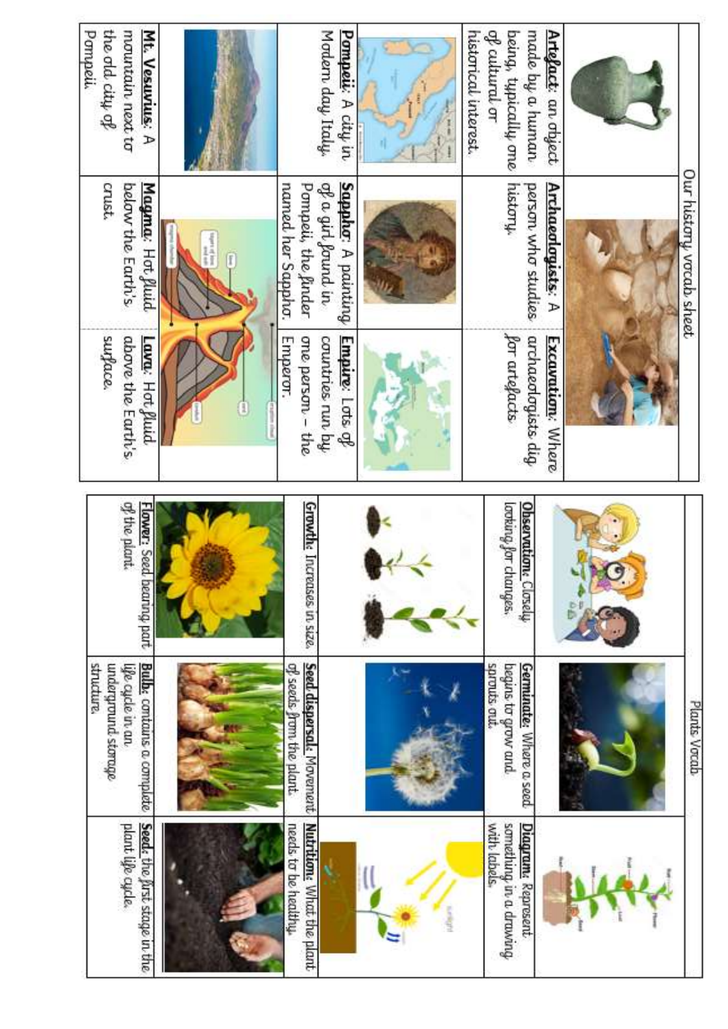# Our history vocab sheet

| | | |
|---|---|---|
| **Artefact**: an object made by a human being, typically one of cultural or historical interest. | **Archaeologists**: A person who studies history. | **Excavation**: Where archaeologists dig for artefacts. |
| **Pompeii**: A city in Modern day Italy. | **Sappho**: A painting of a girl found in Pompeii, the finder named her Sappho. | **Empire**: Lots of countries run by one person – the Emperor. |
| **Mt. Vesuvius**: A mountain next to the old city of Pompeii. | **Magma**: Hot fluid below the Earth's crust. | **Lava**: Hot fluid above the Earth's surface. |

# Plants Vocab

| | | |
|---|---|---|
| **Observation**: Closely looking for changes. | **Germinate**: Where a seed begins to grow and sprouts out. | **Diagram**: Represent something in a drawing with labels. |
| **Growth**: Increases in size. | **Seed dispersal**: Movement of seeds from the plant. | **Nutrition**: What the plant needs to be healthy. |
| **Flower**: Seed bearing part of the plant. | **Bulb**: contains a complete life cycle in an underground storage structure. | **Seed**: the first stage in the plant life cycle. |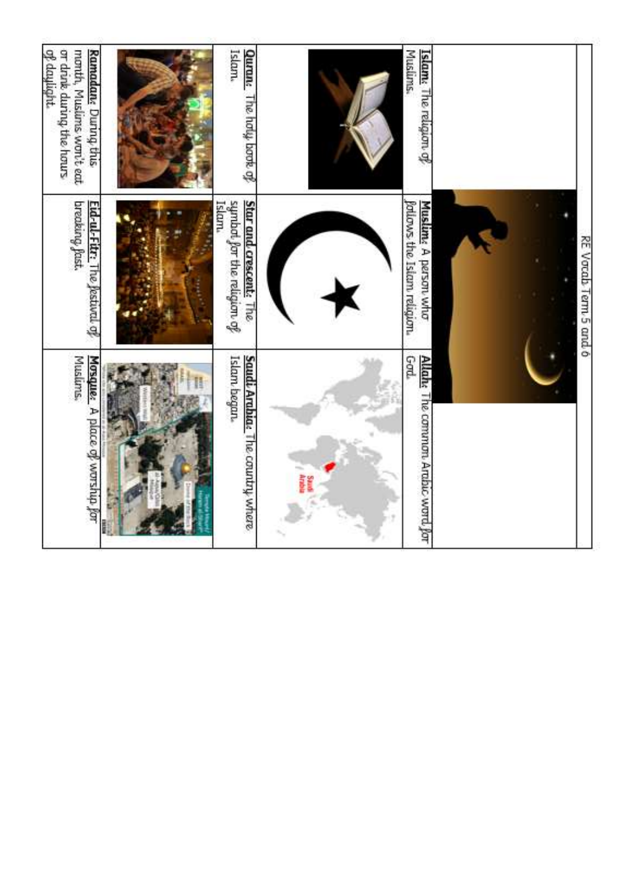# RE Vocab Term 5 and 6

| | | |
|---|---|---|
| **Islam:** The religion of Muslims. | **Muslim:** A person who follows the Islam religion. | **Allah:** The common Arabic word for God. |
| **Quran:** The holy book of Islam. | **Star and crescent:** The symbol for the religion of Islam. | **Saudi Arabia:** The country where Islam began. |
| **Ramadan:** During this month, Muslims won't eat or drink during the hours of daylight. | **Eid-ul-Fitr:** The festival of breaking fast. | **Mosque:** A place of worship for Muslims. |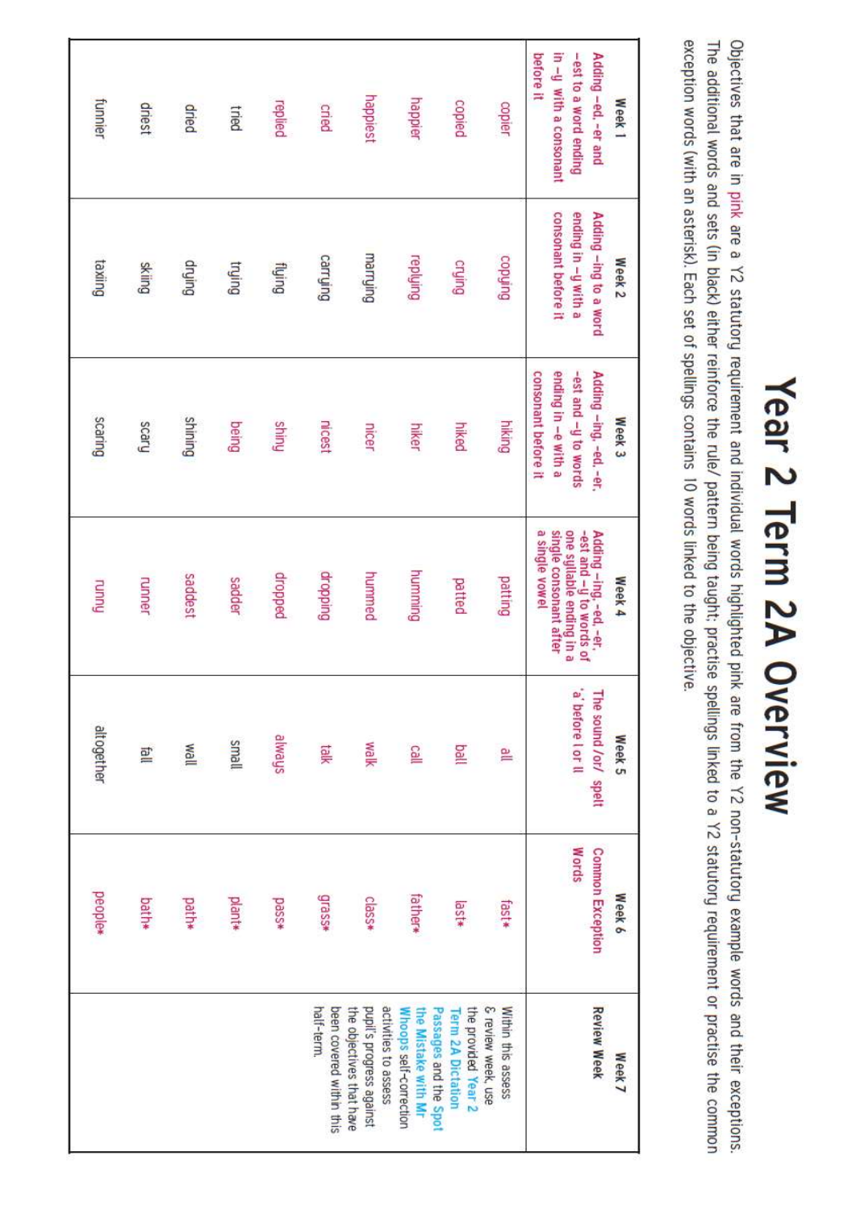# Year 2 Term 2A Overview

Objectives that are in pink are a Y2 statutory requirement and individual words highlighted pink are from the Y2 non-statutory example words and their exceptions. The additional words and sets (in black) either reinforce the rule/ pattern being taught; practise spellings linked to a Y2 statutory requirement or practise the common exception words (with an asterisk). Each set of spellings contains 10 words linked to the objective.

| Week 1 | Week 2 | Week 3 | Week 4 | Week 5 | Week 6 | Week 7 |
|---|---|---|---|---|---|---|
| Adding –ed, –er and –est to a word ending in –y with a consonant before it | Adding –ing to a word ending in –y with a consonant before it | Adding –ing, –ed, –er, –est and –y to words ending in –e with a consonant before it | Adding –ing, –ed, –er, –est and –y to words of one syllable ending in a single consonant after a single vowel | The sound /or/ spelt 'a' before l or ll | Common Exception Words | Review Week |
| copier | copying | hiking | patting | all | fast* | Within this assess & review week, use the provided Year 2 Term 2A Dictation Passages and the Spot the Mistake with Mr Whoops self-correction activities to assess pupil's progress against the objectives that have been covered within this half-term. |
| copied | crying | hiked | patted | ball | last* | |
| happier | replying | hiker | humming | call | father* | |
| happiest | marrying | nicer | hummed | walk | class* | |
| cried | carrying | nicest | dropping | talk | grass* | |
| replied | flying | shiny | dropped | always | pass* | |
| tried | trying | being | sadder | small | plant* | |
| dried | drying | shining | saddest | wall | path* | |
| driest | skiing | scary | runner | fall | bath* | |
| funnier | taxiing | scaring | runny | altogether | people* | |